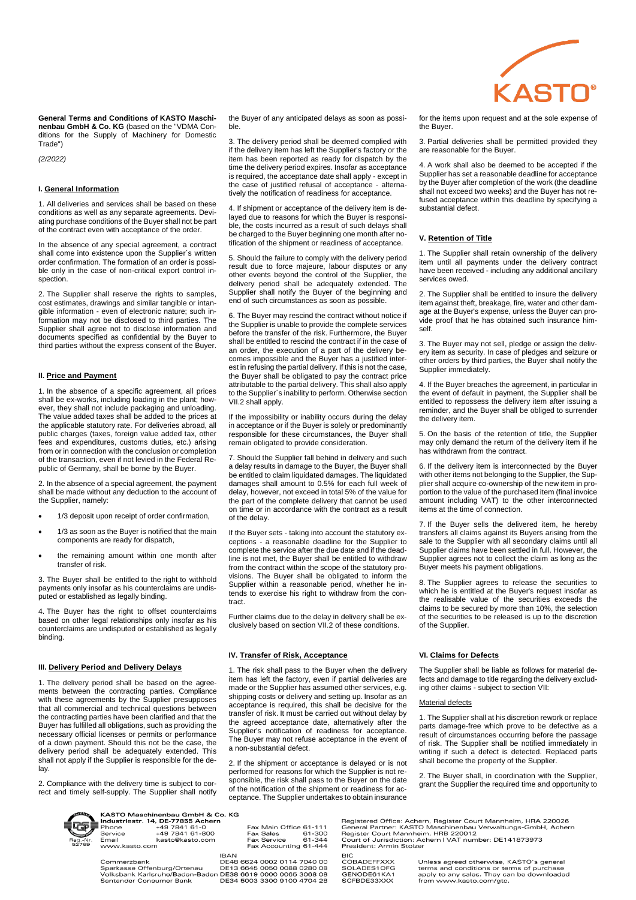**General Terms and Conditions of KASTO Maschinenbau GmbH & Co. KG** (based on the "VDMA Conditions for the Supply of Machinery for Domestic Trade")

*(2/2022)*

## I. General Information

1. All deliveries and services shall be based on these conditions as well as any separate agreements. Deviating purchase conditions of the Buyer shall not be part of the contract even with acceptance of the order.

In the absence of any special agreement, a contract shall come into existence upon the Supplier´s written order confirmation. The formation of an order is possible only in the case of non-critical export control inspection.

2. The Supplier shall reserve the rights to samples, cost estimates, drawings and similar tangible or intangible information - even of electronic nature; such information may not be disclosed to third parties. The Supplier shall agree not to disclose information and documents specified as confidential by the Buyer to third parties without the express consent of the Buyer.

## II. Price and Payment

1. In the absence of a specific agreement, all prices shall be ex-works, including loading in the plant; however, they shall not include packaging and unloading. The value added taxes shall be added to the prices at the applicable statutory rate. For deliveries abroad, all public charges (taxes, foreign value added tax, other fees and expenditures, customs duties, etc.) arising from or in connection with the conclusion or completion of the transaction, even if not levied in the Federal Republic of Germany, shall be borne by the Buyer.

2. In the absence of a special agreement, the payment shall be made without any deduction to the account of the Supplier, namely:

- 1/3 deposit upon receipt of order confirmation,
- 1/3 as soon as the Buyer is notified that the main components are ready for dispatch,
- the remaining amount within one month after transfer of risk.

3. The Buyer shall be entitled to the right to withhold payments only insofar as his counterclaims are undisputed or established as legally binding.

4. The Buyer has the right to offset counterclaims based on other legal relationships only insofar as his counterclaims are undisputed or established as legally binding.

## III. Delivery Period and Delivery Delays

1. The delivery period shall be based on the agreements between the contracting parties. Compliance with these agreements by the Supplier presupposes that all commercial and technical questions between the contracting parties have been clarified and that the Buyer has fulfilled all obligations, such as providing the necessary official licenses or permits or performance of a down payment. Should this not be the case, the delivery period shall be adequately extended. This shall not apply if the Supplier is responsible for the delay.

2. Compliance with the delivery time is subject to correct and timely self-supply. The Supplier shall notify the Buyer of any anticipated delays as soon as possible.

3. The delivery period shall be deemed complied with if the delivery item has left the Supplier's factory or the item has been reported as ready for dispatch by the time the delivery period expires. Insofar as acceptance is required, the acceptance date shall apply - except in the case of justified refusal of acceptance - alternatively the notification of readiness for acceptance.

4. If shipment or acceptance of the delivery item is delayed due to reasons for which the Buyer is responsible, the costs incurred as a result of such delays shall be charged to the Buyer beginning one month after notification of the shipment or readiness of acceptance.

5. Should the failure to comply with the delivery period result due to force majeure, labour disputes or any other events beyond the control of the Supplier, the delivery period shall be adequately extended. The Supplier shall notify the Buyer of the beginning and end of such circumstances as soon as possible.

6. The Buyer may rescind the contract without notice if the Supplier is unable to provide the complete services before the transfer of the risk. Furthermore, the Buyer shall be entitled to rescind the contract if in the case of an order, the execution of a part of the delivery becomes impossible and the Buyer has a justified interest in refusing the partial delivery. If this is not the case, the Buyer shall be obligated to pay the contract price attributable to the partial delivery. This shall also apply to the Supplier´s inability to perform. Otherwise section VII.2 shall apply.

If the impossibility or inability occurs during the delay in acceptance or if the Buyer is solely or predominantly responsible for these circumstances, the Buyer shall remain obligated to provide consideration.

7. Should the Supplier fall behind in delivery and such a delay results in damage to the Buyer, the Buyer shall be entitled to claim liquidated damages. The liquidated damages shall amount to 0.5% for each full week of delay, however, not exceed in total 5% of the value for the part of the complete delivery that cannot be used on time or in accordance with the contract as a result of the delay.

If the Buyer sets - taking into account the statutory exceptions - a reasonable deadline for the Supplier to complete the service after the due date and if the deadline is not met, the Buyer shall be entitled to withdraw from the contract within the scope of the statutory provisions. The Buyer shall be obligated to inform the Supplier within a reasonable period, whether he intends to exercise his right to withdraw from the contract.

Further claims due to the delay in delivery shall be exclusively based on section VII.2 of these conditions.

## IV. Transfer of Risk, Acceptance

1. The risk shall pass to the Buyer when the delivery item has left the factory, even if partial deliveries are made or the Supplier has assumed other services, e.g. shipping costs or delivery and setting up. Insofar as an acceptance is required, this shall be decisive for the transfer of risk. It must be carried out without delay by the agreed acceptance date, alternatively after the Supplier's notification of readiness for acceptance. The Buyer may not refuse acceptance in the event of a non-substantial defect.

2. If the shipment or acceptance is delayed or is not performed for reasons for which the Supplier is not responsible, the risk shall pass to the Buyer on the date of the notification of the shipment or readiness for acceptance. The Supplier undertakes to obtain insurance for the items upon request and at the sole expense of the Buyer.

3. Partial deliveries shall be permitted provided they are reasonable for the Buyer.

4. A work shall also be deemed to be accepted if the Supplier has set a reasonable deadline for acceptance by the Buyer after completion of the work (the deadline shall not exceed two weeks) and the Buyer has not refused acceptance within this deadline by specifying a substantial defect.

## V. Retention of Title

1. The Supplier shall retain ownership of the delivery item until all payments under the delivery contract have been received - including any additional ancillary services owed.

2. The Supplier shall be entitled to insure the delivery item against theft, breakage, fire, water and other damage at the Buyer's expense, unless the Buyer can provide proof that he has obtained such insurance himself.

3. The Buyer may not sell, pledge or assign the delivery item as security. In case of pledges and seizure or other orders by third parties, the Buyer shall notify the Supplier immediately.

4. If the Buyer breaches the agreement, in particular in the event of default in payment, the Supplier shall be entitled to repossess the delivery item after issuing a reminder, and the Buyer shall be obliged to surrender the delivery item.

5. On the basis of the retention of title, the Supplier may only demand the return of the delivery item if he has withdrawn from the contract.

6. If the delivery item is interconnected by the Buyer with other items not belonging to the Supplier, the Supplier shall acquire co-ownership of the new item in proportion to the value of the purchased item (final invoice amount including VAT) to the other interconnected items at the time of connection.

7. If the Buyer sells the delivered item, he hereby transfers all claims against its Buyers arising from the sale to the Supplier with all secondary claims until all Supplier claims have been settled in full. However, the Supplier agrees not to collect the claim as long as the Buyer meets his payment obligations.

8. The Supplier agrees to release the securities to which he is entitled at the Buyer's request insofar as the realisable value of the securities exceeds the claims to be secured by more than 10%, the selection of the securities to be released is up to the discretion of the Supplier.

## VI. Claims for Defects

The Supplier shall be liable as follows for material defects and damage to title regarding the delivery excluding other claims - subject to section VII:

### Material defects

1. The Supplier shall at his discretion rework or replace parts damage-free which prove to be defective as a result of circumstances occurring before the passage of risk. The Supplier shall be notified immediately in writing if such a defect is detected. Replaced parts shall become the property of the Supplier.

2. The Buyer shall, in coordination with the Supplier, grant the Supplier the required time and opportunity to

**KASTO Maschinenbau GmbH & Co. KG**
Industriestr. 14, DE-77855 Achern
Phone +49 7841 61-0
Service +49 7841 61-800
Email kasto@kasto.com
www.kasto.com

Fax Main Office 61-111
Fax Sales 61-300
Fax Service 61-344
Fax Accounting 61-444

Registered Office: Achern, Register Court Mannheim, HRA 220026
General Partner: KASTO Maschinenbau Verwaltungs-GmbH, Achern
Register Court Mannheim, HRB 220012
Court of Jurisdiction: Achern I VAT number: DE141873973
President: Armin Stolzer

| Bank | IBAN | BIC |
|---|---|---|
| Commerzbank | DE48 6624 0002 0114 7040 00 | COBADEFFXXX |
| Sparkasse Offenburg/Ortenau | DE13 6645 0050 0088 0280 08 | SOLADES1OFG |
| Volksbank Karlsruhe/Baden-Baden | DE38 6619 0000 0065 3068 08 | GENODE61KA1 |
| Santander Consumer Bank | DE34 5003 3300 9100 4704 28 | SCFBDE33XXX |

Unless agreed otherwise, KASTO's general terms and conditions or terms of purchase apply to any sales. They can be downloaded from www.kasto.com/gtc.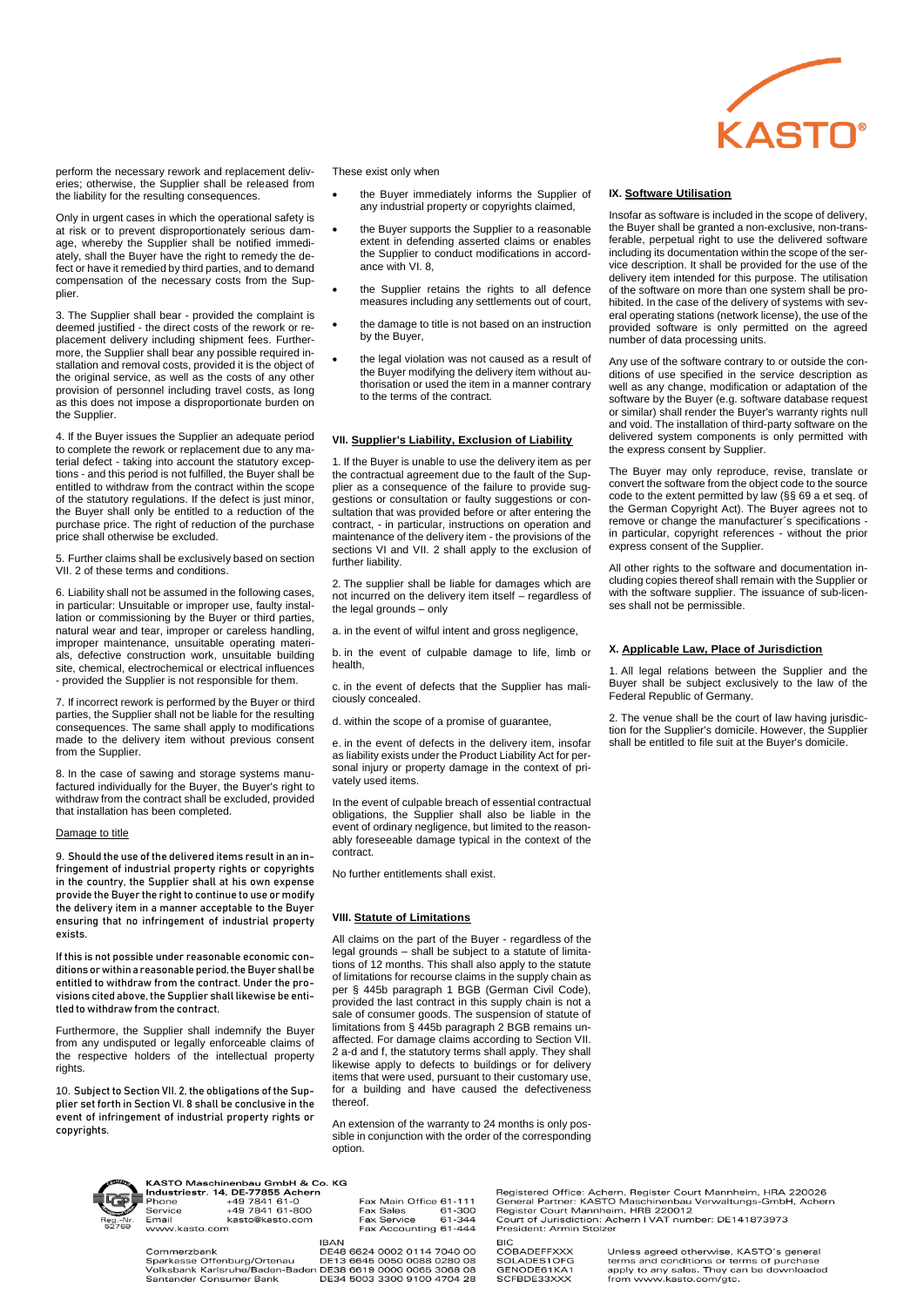perform the necessary rework and replacement deliveries; otherwise, the Supplier shall be released from the liability for the resulting consequences.

Only in urgent cases in which the operational safety is at risk or to prevent disproportionately serious damage, whereby the Supplier shall be notified immediately, shall the Buyer have the right to remedy the defect or have it remedied by third parties, and to demand compensation of the necessary costs from the Supplier.

3. The Supplier shall bear - provided the complaint is deemed justified - the direct costs of the rework or replacement delivery including shipment fees. Furthermore, the Supplier shall bear any possible required installation and removal costs, provided it is the object of the original service, as well as the costs of any other provision of personnel including travel costs, as long as this does not impose a disproportionate burden on the Supplier.

4. If the Buyer issues the Supplier an adequate period to complete the rework or replacement due to any material defect - taking into account the statutory exceptions - and this period is not fulfilled, the Buyer shall be entitled to withdraw from the contract within the scope of the statutory regulations. If the defect is just minor, the Buyer shall only be entitled to a reduction of the purchase price. The right of reduction of the purchase price shall otherwise be excluded.

5. Further claims shall be exclusively based on section VII. 2 of these terms and conditions.

6. Liability shall not be assumed in the following cases, in particular: Unsuitable or improper use, faulty installation or commissioning by the Buyer or third parties, natural wear and tear, improper or careless handling, improper maintenance, unsuitable operating materials, defective construction work, unsuitable building site, chemical, electrochemical or electrical influences - provided the Supplier is not responsible for them.

7. If incorrect rework is performed by the Buyer or third parties, the Supplier shall not be liable for the resulting consequences. The same shall apply to modifications made to the delivery item without previous consent from the Supplier.

8. In the case of sawing and storage systems manufactured individually for the Buyer, the Buyer's right to withdraw from the contract shall be excluded, provided that installation has been completed.

Damage to title

9. Should the use of the delivered items result in an infringement of industrial property rights or copyrights in the country, the Supplier shall at his own expense provide the Buyer the right to continue to use or modify the delivery item in a manner acceptable to the Buyer ensuring that no infringement of industrial property exists.

If this is not possible under reasonable economic conditions or within a reasonable period, the Buyer shall be entitled to withdraw from the contract. Under the provisions cited above, the Supplier shall likewise be entitled to withdraw from the contract.

Furthermore, the Supplier shall indemnify the Buyer from any undisputed or legally enforceable claims of the respective holders of the intellectual property rights.

10. Subject to Section VII. 2, the obligations of the Supplier set forth in Section VI. 8 shall be conclusive in the event of infringement of industrial property rights or copyrights.

These exist only when

- the Buyer immediately informs the Supplier of any industrial property or copyrights claimed,
- the Buyer supports the Supplier to a reasonable extent in defending asserted claims or enables the Supplier to conduct modifications in accordance with VI. 8,
- the Supplier retains the rights to all defence measures including any settlements out of court,
- the damage to title is not based on an instruction by the Buyer,
- the legal violation was not caused as a result of the Buyer modifying the delivery item without authorisation or used the item in a manner contrary to the terms of the contract.

## VII. Supplier's Liability, Exclusion of Liability

1. If the Buyer is unable to use the delivery item as per the contractual agreement due to the fault of the Supplier as a consequence of the failure to provide suggestions or consultation or faulty suggestions or consultation that was provided before or after entering the contract, - in particular, instructions on operation and maintenance of the delivery item - the provisions of the sections VI and VII. 2 shall apply to the exclusion of further liability.

2. The supplier shall be liable for damages which are not incurred on the delivery item itself – regardless of the legal grounds – only

a. in the event of wilful intent and gross negligence,

b. in the event of culpable damage to life, limb or health,

c. in the event of defects that the Supplier has maliciously concealed.

d. within the scope of a promise of guarantee,

e. in the event of defects in the delivery item, insofar as liability exists under the Product Liability Act for personal injury or property damage in the context of privately used items.

In the event of culpable breach of essential contractual obligations, the Supplier shall also be liable in the event of ordinary negligence, but limited to the reasonably foreseeable damage typical in the context of the contract.

No further entitlements shall exist.

## VIII. Statute of Limitations

All claims on the part of the Buyer - regardless of the legal grounds – shall be subject to a statute of limitations of 12 months. This shall also apply to the statute of limitations for recourse claims in the supply chain as per § 445b paragraph 1 BGB (German Civil Code), provided the last contract in this supply chain is not a sale of consumer goods. The suspension of statute of limitations from § 445b paragraph 2 BGB remains unaffected. For damage claims according to Section VII. 2 a-d and f, the statutory terms shall apply. They shall likewise apply to defects to buildings or for delivery items that were used, pursuant to their customary use, for a building and have caused the defectiveness thereof.

An extension of the warranty to 24 months is only possible in conjunction with the order of the corresponding option.

## IX. Software Utilisation

Insofar as software is included in the scope of delivery, the Buyer shall be granted a non-exclusive, non-transferable, perpetual right to use the delivered software including its documentation within the scope of the service description. It shall be provided for the use of the delivery item intended for this purpose. The utilisation of the software on more than one system shall be prohibited. In the case of the delivery of systems with several operating stations (network license), the use of the provided software is only permitted on the agreed number of data processing units.

Any use of the software contrary to or outside the conditions of use specified in the service description as well as any change, modification or adaptation of the software by the Buyer (e.g. software database request or similar) shall render the Buyer's warranty rights null and void. The installation of third-party software on the delivered system components is only permitted with the express consent by Supplier.

The Buyer may only reproduce, revise, translate or convert the software from the object code to the source code to the extent permitted by law (§§ 69 a et seq. of the German Copyright Act). The Buyer agrees not to remove or change the manufacturer´s specifications - in particular, copyright references - without the prior express consent of the Supplier.

All other rights to the software and documentation including copies thereof shall remain with the Supplier or with the software supplier. The issuance of sub-licenses shall not be permissible.

## X. Applicable Law, Place of Jurisdiction

1. All legal relations between the Supplier and the Buyer shall be subject exclusively to the law of the Federal Republic of Germany.

2. The venue shall be the court of law having jurisdiction for the Supplier's domicile. However, the Supplier shall be entitled to file suit at the Buyer's domicile.